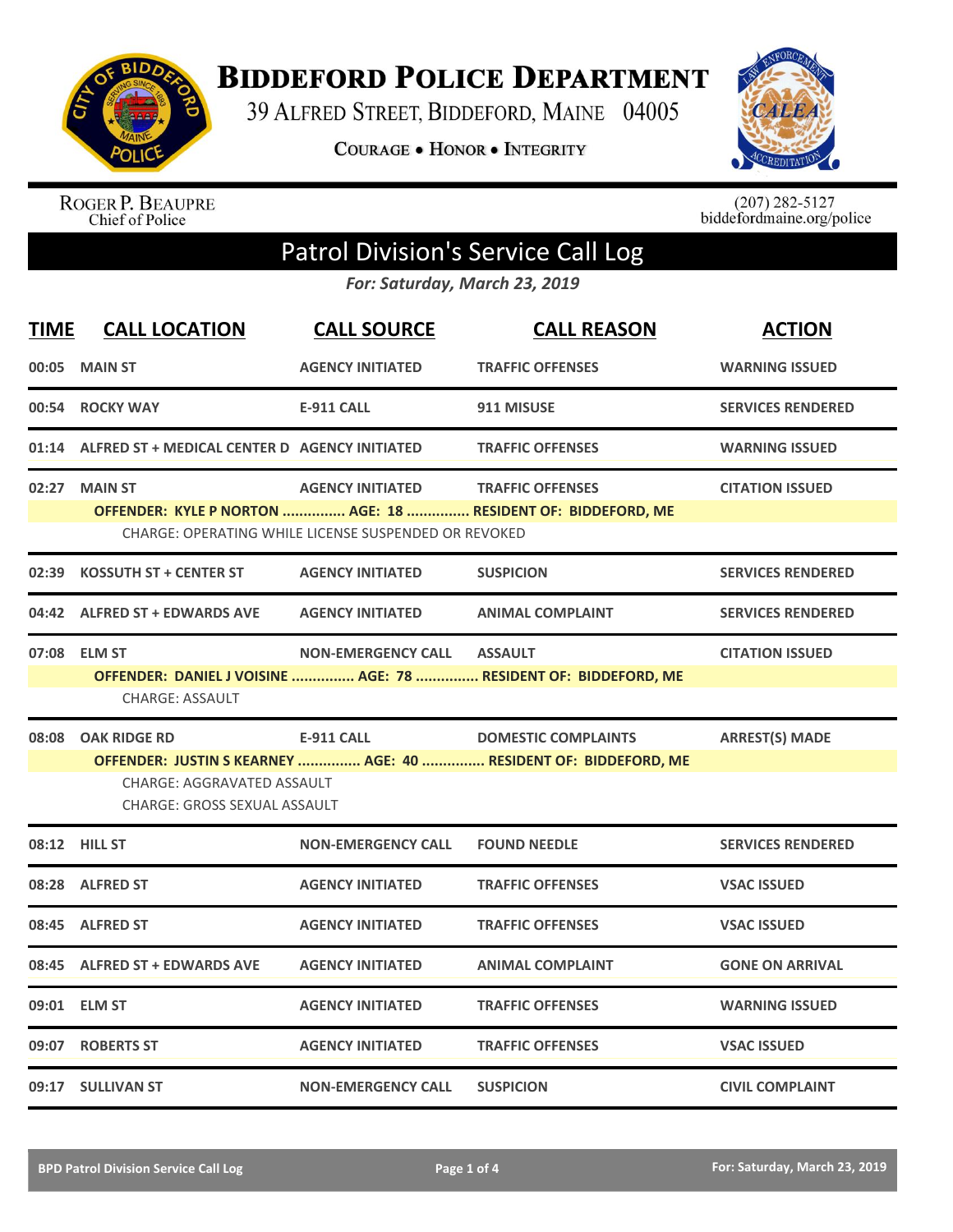# BIDDEFORD POLICE DEPARTMENT

39 ALFRED STREET, BIDDEFORD, MAINE 04005

COURAGE • HONOR • INTEGRITY

ROGER P. BEAUPRE
Chief of Police

(207) 282-5127
biddefordmaine.org/police

## Patrol Division's Service Call Log

*For: Saturday, March 23, 2019*

| TIME | CALL LOCATION | CALL SOURCE | CALL REASON | ACTION |
|---|---|---|---|---|
| 00:05 | MAIN ST | AGENCY INITIATED | TRAFFIC OFFENSES | WARNING ISSUED |
| 00:54 | ROCKY WAY | E-911 CALL | 911 MISUSE | SERVICES RENDERED |
| 01:14 | ALFRED ST + MEDICAL CENTER D | AGENCY INITIATED | TRAFFIC OFFENSES | WARNING ISSUED |
| 02:27 | MAIN ST | AGENCY INITIATED | TRAFFIC OFFENSES | CITATION ISSUED |
| | OFFENDER: KYLE P NORTON ............... AGE: 18 ............... RESIDENT OF: BIDDEFORD, ME | | | |
| | CHARGE: OPERATING WHILE LICENSE SUSPENDED OR REVOKED | | | |
| 02:39 | KOSSUTH ST + CENTER ST | AGENCY INITIATED | SUSPICION | SERVICES RENDERED |
| 04:42 | ALFRED ST + EDWARDS AVE | AGENCY INITIATED | ANIMAL COMPLAINT | SERVICES RENDERED |
| 07:08 | ELM ST | NON-EMERGENCY CALL | ASSAULT | CITATION ISSUED |
| | OFFENDER: DANIEL J VOISINE ............... AGE: 78 ............... RESIDENT OF: BIDDEFORD, ME | | | |
| | CHARGE: ASSAULT | | | |
| 08:08 | OAK RIDGE RD | E-911 CALL | DOMESTIC COMPLAINTS | ARREST(S) MADE |
| | OFFENDER: JUSTIN S KEARNEY ............... AGE: 40 ............... RESIDENT OF: BIDDEFORD, ME | | | |
| | CHARGE: AGGRAVATED ASSAULT | | | |
| | CHARGE: GROSS SEXUAL ASSAULT | | | |
| 08:12 | HILL ST | NON-EMERGENCY CALL | FOUND NEEDLE | SERVICES RENDERED |
| 08:28 | ALFRED ST | AGENCY INITIATED | TRAFFIC OFFENSES | VSAC ISSUED |
| 08:45 | ALFRED ST | AGENCY INITIATED | TRAFFIC OFFENSES | VSAC ISSUED |
| 08:45 | ALFRED ST + EDWARDS AVE | AGENCY INITIATED | ANIMAL COMPLAINT | GONE ON ARRIVAL |
| 09:01 | ELM ST | AGENCY INITIATED | TRAFFIC OFFENSES | WARNING ISSUED |
| 09:07 | ROBERTS ST | AGENCY INITIATED | TRAFFIC OFFENSES | VSAC ISSUED |
| 09:17 | SULLIVAN ST | NON-EMERGENCY CALL | SUSPICION | CIVIL COMPLAINT |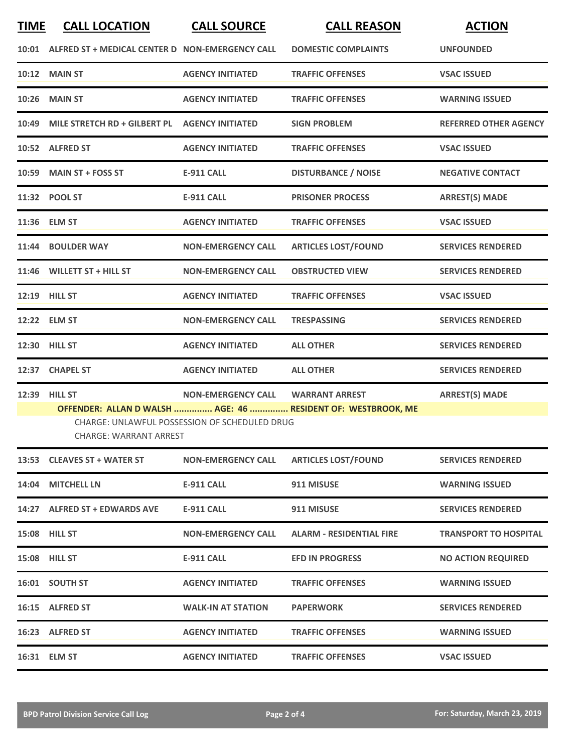| TIME | CALL LOCATION | CALL SOURCE | CALL REASON | ACTION |
|---|---|---|---|---|
| 10:01 | ALFRED ST + MEDICAL CENTER D | NON-EMERGENCY CALL | DOMESTIC COMPLAINTS | UNFOUNDED |
| 10:12 | MAIN ST | AGENCY INITIATED | TRAFFIC OFFENSES | VSAC ISSUED |
| 10:26 | MAIN ST | AGENCY INITIATED | TRAFFIC OFFENSES | WARNING ISSUED |
| 10:49 | MILE STRETCH RD + GILBERT PL | AGENCY INITIATED | SIGN PROBLEM | REFERRED OTHER AGENCY |
| 10:52 | ALFRED ST | AGENCY INITIATED | TRAFFIC OFFENSES | VSAC ISSUED |
| 10:59 | MAIN ST + FOSS ST | E-911 CALL | DISTURBANCE / NOISE | NEGATIVE CONTACT |
| 11:32 | POOL ST | E-911 CALL | PRISONER PROCESS | ARREST(S) MADE |
| 11:36 | ELM ST | AGENCY INITIATED | TRAFFIC OFFENSES | VSAC ISSUED |
| 11:44 | BOULDER WAY | NON-EMERGENCY CALL | ARTICLES LOST/FOUND | SERVICES RENDERED |
| 11:46 | WILLETT ST + HILL ST | NON-EMERGENCY CALL | OBSTRUCTED VIEW | SERVICES RENDERED |
| 12:19 | HILL ST | AGENCY INITIATED | TRAFFIC OFFENSES | VSAC ISSUED |
| 12:22 | ELM ST | NON-EMERGENCY CALL | TRESPASSING | SERVICES RENDERED |
| 12:30 | HILL ST | AGENCY INITIATED | ALL OTHER | SERVICES RENDERED |
| 12:37 | CHAPEL ST | AGENCY INITIATED | ALL OTHER | SERVICES RENDERED |
| 12:39 | HILL ST | NON-EMERGENCY CALL | WARRANT ARREST | ARREST(S) MADE |
| | **OFFENDER: ALLAN D WALSH ............... AGE: 46 ............... RESIDENT OF: WESTBROOK, ME** | | | |
| | CHARGE: UNLAWFUL POSSESSION OF SCHEDULED DRUG | | | |
| | CHARGE: WARRANT ARREST | | | |
| 13:53 | CLEAVES ST + WATER ST | NON-EMERGENCY CALL | ARTICLES LOST/FOUND | SERVICES RENDERED |
| 14:04 | MITCHELL LN | E-911 CALL | 911 MISUSE | WARNING ISSUED |
| 14:27 | ALFRED ST + EDWARDS AVE | E-911 CALL | 911 MISUSE | SERVICES RENDERED |
| 15:08 | HILL ST | NON-EMERGENCY CALL | ALARM - RESIDENTIAL FIRE | TRANSPORT TO HOSPITAL |
| 15:08 | HILL ST | E-911 CALL | EFD IN PROGRESS | NO ACTION REQUIRED |
| 16:01 | SOUTH ST | AGENCY INITIATED | TRAFFIC OFFENSES | WARNING ISSUED |
| 16:15 | ALFRED ST | WALK-IN AT STATION | PAPERWORK | SERVICES RENDERED |
| 16:23 | ALFRED ST | AGENCY INITIATED | TRAFFIC OFFENSES | WARNING ISSUED |
| 16:31 | ELM ST | AGENCY INITIATED | TRAFFIC OFFENSES | VSAC ISSUED |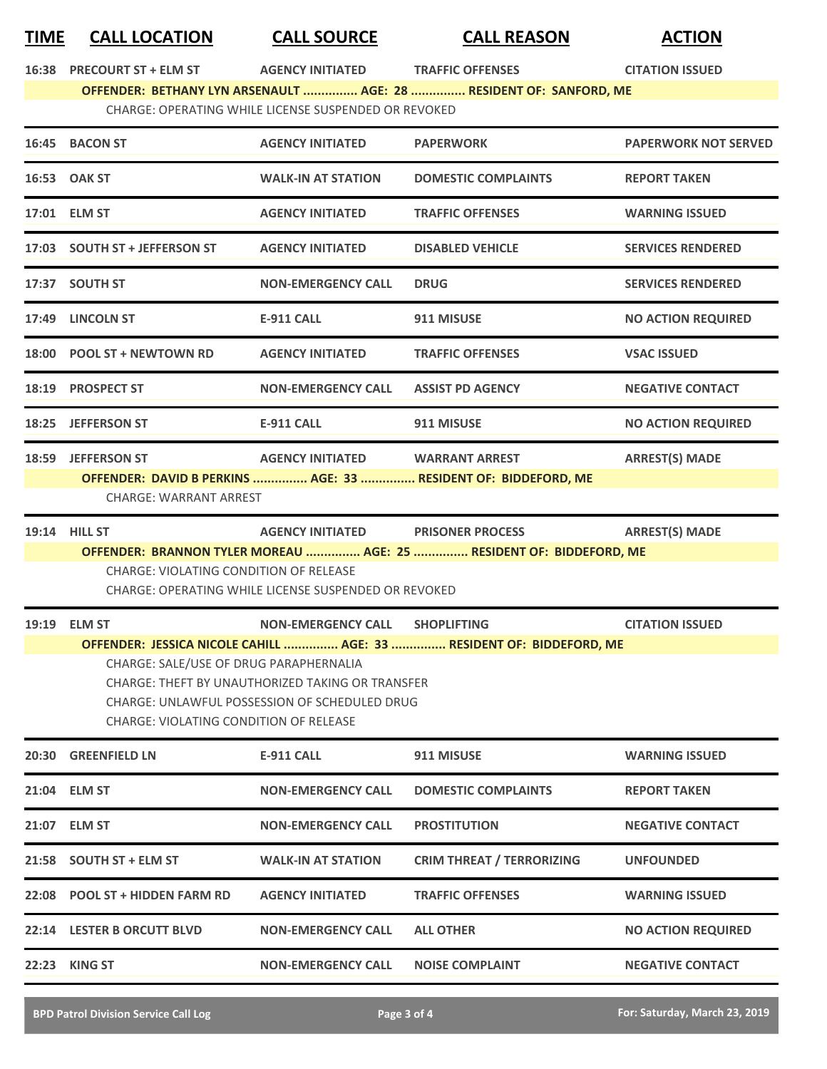| TIME | CALL LOCATION | CALL SOURCE | CALL REASON | ACTION |
|---|---|---|---|---|
| 16:38 | PRECOURT ST + ELM ST | AGENCY INITIATED | TRAFFIC OFFENSES | CITATION ISSUED |

**OFFENDER: BETHANY LYN ARSENAULT ............... AGE: 28 ............... RESIDENT OF: SANFORD, ME**

CHARGE: OPERATING WHILE LICENSE SUSPENDED OR REVOKED

| TIME | CALL LOCATION | CALL SOURCE | CALL REASON | ACTION |
|---|---|---|---|---|
| 16:45 | BACON ST | AGENCY INITIATED | PAPERWORK | PAPERWORK NOT SERVED |
| 16:53 | OAK ST | WALK-IN AT STATION | DOMESTIC COMPLAINTS | REPORT TAKEN |
| 17:01 | ELM ST | AGENCY INITIATED | TRAFFIC OFFENSES | WARNING ISSUED |
| 17:03 | SOUTH ST + JEFFERSON ST | AGENCY INITIATED | DISABLED VEHICLE | SERVICES RENDERED |
| 17:37 | SOUTH ST | NON-EMERGENCY CALL | DRUG | SERVICES RENDERED |
| 17:49 | LINCOLN ST | E-911 CALL | 911 MISUSE | NO ACTION REQUIRED |
| 18:00 | POOL ST + NEWTOWN RD | AGENCY INITIATED | TRAFFIC OFFENSES | VSAC ISSUED |
| 18:19 | PROSPECT ST | NON-EMERGENCY CALL | ASSIST PD AGENCY | NEGATIVE CONTACT |
| 18:25 | JEFFERSON ST | E-911 CALL | 911 MISUSE | NO ACTION REQUIRED |
| 18:59 | JEFFERSON ST | AGENCY INITIATED | WARRANT ARREST | ARREST(S) MADE |

**OFFENDER: DAVID B PERKINS ............... AGE: 33 ............... RESIDENT OF: BIDDEFORD, ME**

CHARGE: WARRANT ARREST

| TIME | CALL LOCATION | CALL SOURCE | CALL REASON | ACTION |
|---|---|---|---|---|
| 19:14 | HILL ST | AGENCY INITIATED | PRISONER PROCESS | ARREST(S) MADE |

**OFFENDER: BRANNON TYLER MOREAU ............... AGE: 25 ............... RESIDENT OF: BIDDEFORD, ME**

CHARGE: VIOLATING CONDITION OF RELEASE
CHARGE: OPERATING WHILE LICENSE SUSPENDED OR REVOKED

| TIME | CALL LOCATION | CALL SOURCE | CALL REASON | ACTION |
|---|---|---|---|---|
| 19:19 | ELM ST | NON-EMERGENCY CALL | SHOPLIFTING | CITATION ISSUED |

**OFFENDER: JESSICA NICOLE CAHILL ............... AGE: 33 ............... RESIDENT OF: BIDDEFORD, ME**

CHARGE: SALE/USE OF DRUG PARAPHERNALIA
CHARGE: THEFT BY UNAUTHORIZED TAKING OR TRANSFER
CHARGE: UNLAWFUL POSSESSION OF SCHEDULED DRUG
CHARGE: VIOLATING CONDITION OF RELEASE

| TIME | CALL LOCATION | CALL SOURCE | CALL REASON | ACTION |
|---|---|---|---|---|
| 20:30 | GREENFIELD LN | E-911 CALL | 911 MISUSE | WARNING ISSUED |
| 21:04 | ELM ST | NON-EMERGENCY CALL | DOMESTIC COMPLAINTS | REPORT TAKEN |
| 21:07 | ELM ST | NON-EMERGENCY CALL | PROSTITUTION | NEGATIVE CONTACT |
| 21:58 | SOUTH ST + ELM ST | WALK-IN AT STATION | CRIM THREAT / TERRORIZING | UNFOUNDED |
| 22:08 | POOL ST + HIDDEN FARM RD | AGENCY INITIATED | TRAFFIC OFFENSES | WARNING ISSUED |
| 22:14 | LESTER B ORCUTT BLVD | NON-EMERGENCY CALL | ALL OTHER | NO ACTION REQUIRED |
| 22:23 | KING ST | NON-EMERGENCY CALL | NOISE COMPLAINT | NEGATIVE CONTACT |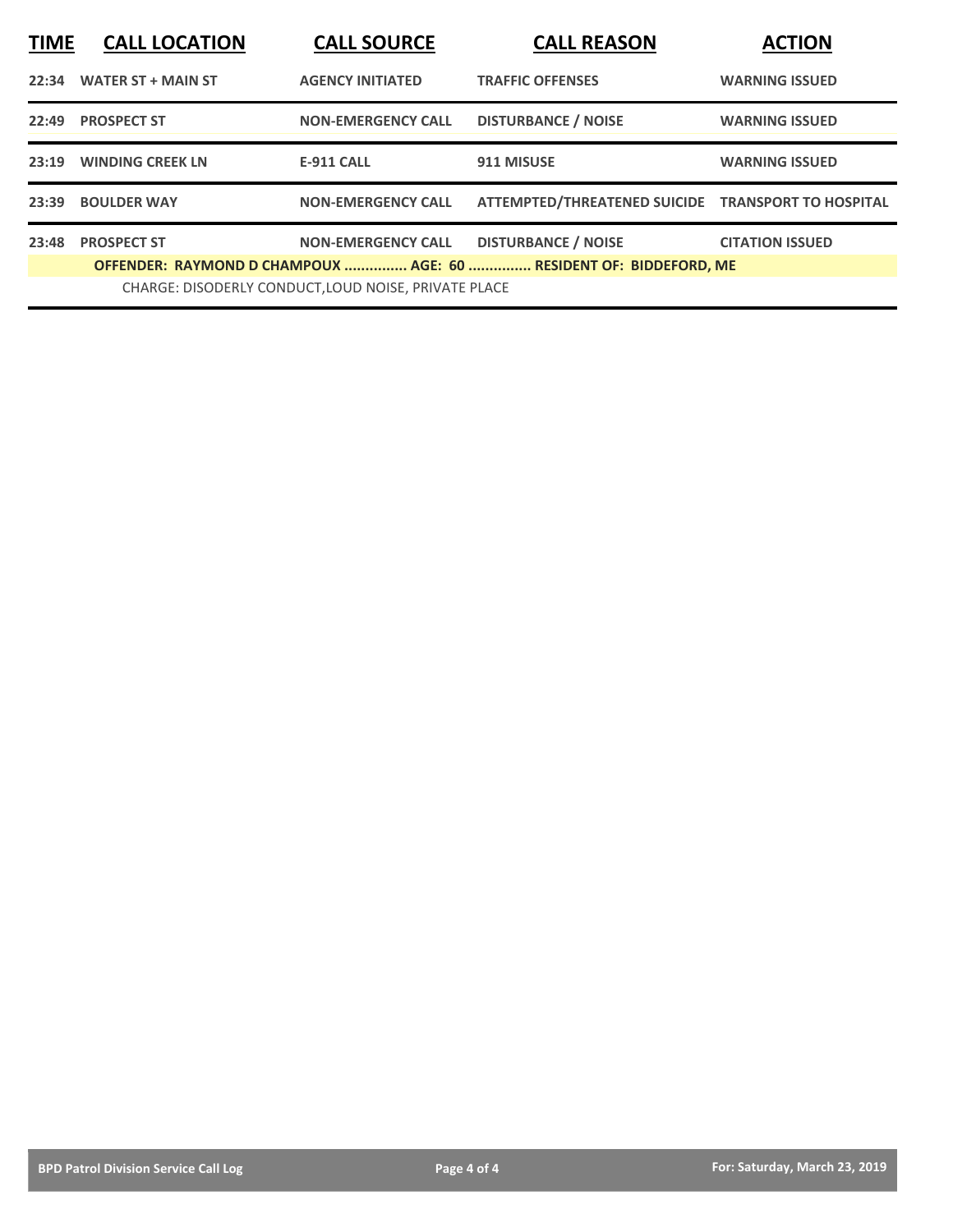| TIME | CALL LOCATION | CALL SOURCE | CALL REASON | ACTION |
|---|---|---|---|---|
| 22:34 | WATER ST + MAIN ST | AGENCY INITIATED | TRAFFIC OFFENSES | WARNING ISSUED |
| 22:49 | PROSPECT ST | NON-EMERGENCY CALL | DISTURBANCE / NOISE | WARNING ISSUED |
| 23:19 | WINDING CREEK LN | E-911 CALL | 911 MISUSE | WARNING ISSUED |
| 23:39 | BOULDER WAY | NON-EMERGENCY CALL | ATTEMPTED/THREATENED SUICIDE | TRANSPORT TO HOSPITAL |
| 23:48 | PROSPECT ST | NON-EMERGENCY CALL | DISTURBANCE / NOISE | CITATION ISSUED |

**OFFENDER: RAYMOND D CHAMPOUX ............... AGE: 60 ............... RESIDENT OF: BIDDEFORD, ME**

CHARGE: DISODERLY CONDUCT,LOUD NOISE, PRIVATE PLACE